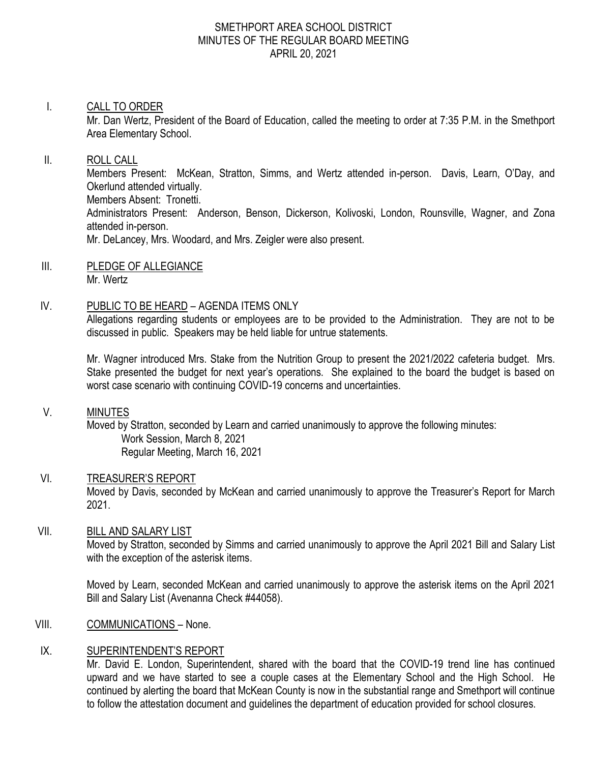# SMETHPORT AREA SCHOOL DISTRICT
## MINUTES OF THE REGULAR BOARD MEETING
## APRIL 20, 2021

I. CALL TO ORDER

Mr. Dan Wertz, President of the Board of Education, called the meeting to order at 7:35 P.M. in the Smethport Area Elementary School.

II. ROLL CALL

Members Present: McKean, Stratton, Simms, and Wertz attended in-person. Davis, Learn, O'Day, and Okerlund attended virtually.

Members Absent: Tronetti.

Administrators Present: Anderson, Benson, Dickerson, Kolivoski, London, Rounsville, Wagner, and Zona attended in-person.

Mr. DeLancey, Mrs. Woodard, and Mrs. Zeigler were also present.

III. PLEDGE OF ALLEGIANCE

Mr. Wertz

IV. PUBLIC TO BE HEARD – AGENDA ITEMS ONLY

Allegations regarding students or employees are to be provided to the Administration. They are not to be discussed in public. Speakers may be held liable for untrue statements.

Mr. Wagner introduced Mrs. Stake from the Nutrition Group to present the 2021/2022 cafeteria budget. Mrs. Stake presented the budget for next year's operations. She explained to the board the budget is based on worst case scenario with continuing COVID-19 concerns and uncertainties.

V. MINUTES

Moved by Stratton, seconded by Learn and carried unanimously to approve the following minutes:

Work Session, March 8, 2021
Regular Meeting, March 16, 2021

VI. TREASURER'S REPORT

Moved by Davis, seconded by McKean and carried unanimously to approve the Treasurer's Report for March 2021.

VII. BILL AND SALARY LIST

Moved by Stratton, seconded by Simms and carried unanimously to approve the April 2021 Bill and Salary List with the exception of the asterisk items.

Moved by Learn, seconded McKean and carried unanimously to approve the asterisk items on the April 2021 Bill and Salary List (Avenanna Check #44058).

VIII. COMMUNICATIONS – None.

IX. SUPERINTENDENT'S REPORT

Mr. David E. London, Superintendent, shared with the board that the COVID-19 trend line has continued upward and we have started to see a couple cases at the Elementary School and the High School. He continued by alerting the board that McKean County is now in the substantial range and Smethport will continue to follow the attestation document and guidelines the department of education provided for school closures.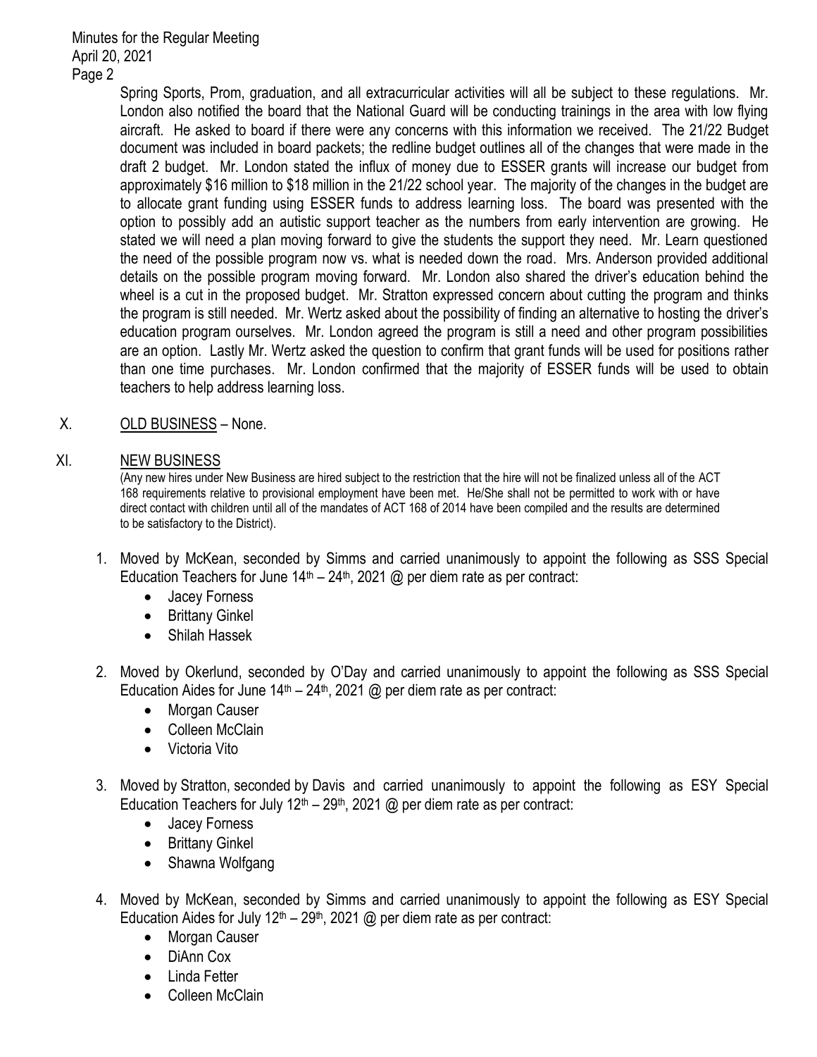Spring Sports, Prom, graduation, and all extracurricular activities will all be subject to these regulations. Mr. London also notified the board that the National Guard will be conducting trainings in the area with low flying aircraft. He asked to board if there were any concerns with this information we received. The 21/22 Budget document was included in board packets; the redline budget outlines all of the changes that were made in the draft 2 budget. Mr. London stated the influx of money due to ESSER grants will increase our budget from approximately $16 million to $18 million in the 21/22 school year. The majority of the changes in the budget are to allocate grant funding using ESSER funds to address learning loss. The board was presented with the option to possibly add an autistic support teacher as the numbers from early intervention are growing. He stated we will need a plan moving forward to give the students the support they need. Mr. Learn questioned the need of the possible program now vs. what is needed down the road. Mrs. Anderson provided additional details on the possible program moving forward. Mr. London also shared the driver's education behind the wheel is a cut in the proposed budget. Mr. Stratton expressed concern about cutting the program and thinks the program is still needed. Mr. Wertz asked about the possibility of finding an alternative to hosting the driver's education program ourselves. Mr. London agreed the program is still a need and other program possibilities are an option. Lastly Mr. Wertz asked the question to confirm that grant funds will be used for positions rather than one time purchases. Mr. London confirmed that the majority of ESSER funds will be used to obtain teachers to help address learning loss.

## X. OLD BUSINESS – None.

## XI. NEW BUSINESS

(Any new hires under New Business are hired subject to the restriction that the hire will not be finalized unless all of the ACT 168 requirements relative to provisional employment have been met. He/She shall not be permitted to work with or have direct contact with children until all of the mandates of ACT 168 of 2014 have been compiled and the results are determined to be satisfactory to the District).

1. Moved by McKean, seconded by Simms and carried unanimously to appoint the following as SSS Special Education Teachers for June 14th – 24th, 2021 @ per diem rate as per contract:
   - Jacey Forness
   - Brittany Ginkel
   - Shilah Hassek
2. Moved by Okerlund, seconded by O'Day and carried unanimously to appoint the following as SSS Special Education Aides for June 14th – 24th, 2021 @ per diem rate as per contract:
   - Morgan Causer
   - Colleen McClain
   - Victoria Vito
3. Moved by Stratton, seconded by Davis and carried unanimously to appoint the following as ESY Special Education Teachers for July 12th – 29th, 2021 @ per diem rate as per contract:
   - Jacey Forness
   - Brittany Ginkel
   - Shawna Wolfgang
4. Moved by McKean, seconded by Simms and carried unanimously to appoint the following as ESY Special Education Aides for July 12th – 29th, 2021 @ per diem rate as per contract:
   - Morgan Causer
   - DiAnn Cox
   - Linda Fetter
   - Colleen McClain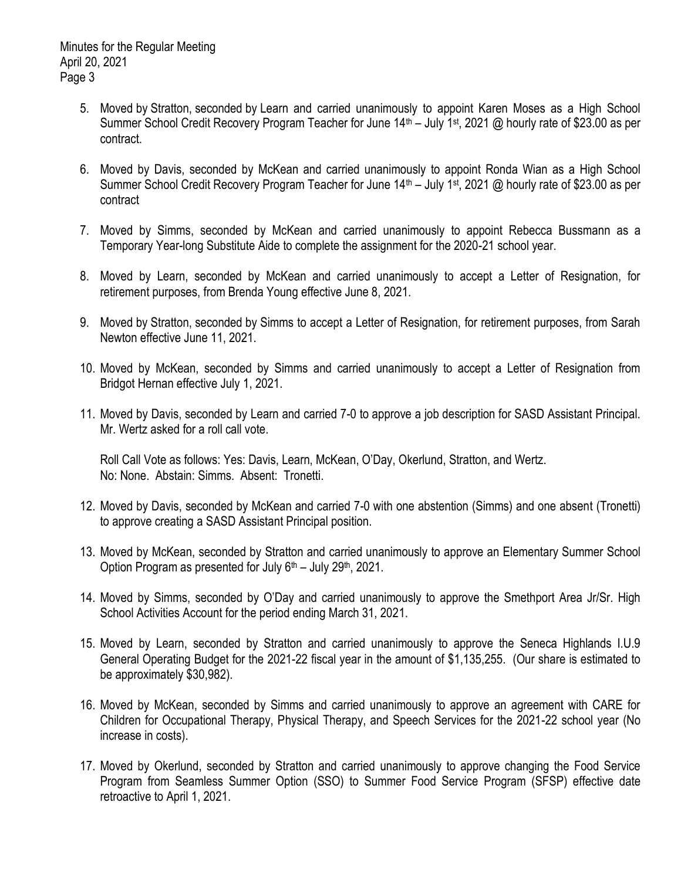5. Moved by Stratton, seconded by Learn and carried unanimously to appoint Karen Moses as a High School Summer School Credit Recovery Program Teacher for June 14th – July 1st, 2021 @ hourly rate of $23.00 as per contract.

6. Moved by Davis, seconded by McKean and carried unanimously to appoint Ronda Wian as a High School Summer School Credit Recovery Program Teacher for June 14th – July 1st, 2021 @ hourly rate of $23.00 as per contract

7. Moved by Simms, seconded by McKean and carried unanimously to appoint Rebecca Bussmann as a Temporary Year-long Substitute Aide to complete the assignment for the 2020-21 school year.

8. Moved by Learn, seconded by McKean and carried unanimously to accept a Letter of Resignation, for retirement purposes, from Brenda Young effective June 8, 2021.

9. Moved by Stratton, seconded by Simms to accept a Letter of Resignation, for retirement purposes, from Sarah Newton effective June 11, 2021.

10. Moved by McKean, seconded by Simms and carried unanimously to accept a Letter of Resignation from Bridgot Hernan effective July 1, 2021.

11. Moved by Davis, seconded by Learn and carried 7-0 to approve a job description for SASD Assistant Principal. Mr. Wertz asked for a roll call vote.

    Roll Call Vote as follows: Yes: Davis, Learn, McKean, O'Day, Okerlund, Stratton, and Wertz. No: None. Abstain: Simms. Absent: Tronetti.

12. Moved by Davis, seconded by McKean and carried 7-0 with one abstention (Simms) and one absent (Tronetti) to approve creating a SASD Assistant Principal position.

13. Moved by McKean, seconded by Stratton and carried unanimously to approve an Elementary Summer School Option Program as presented for July 6th – July 29th, 2021.

14. Moved by Simms, seconded by O'Day and carried unanimously to approve the Smethport Area Jr/Sr. High School Activities Account for the period ending March 31, 2021.

15. Moved by Learn, seconded by Stratton and carried unanimously to approve the Seneca Highlands I.U.9 General Operating Budget for the 2021-22 fiscal year in the amount of $1,135,255. (Our share is estimated to be approximately $30,982).

16. Moved by McKean, seconded by Simms and carried unanimously to approve an agreement with CARE for Children for Occupational Therapy, Physical Therapy, and Speech Services for the 2021-22 school year (No increase in costs).

17. Moved by Okerlund, seconded by Stratton and carried unanimously to approve changing the Food Service Program from Seamless Summer Option (SSO) to Summer Food Service Program (SFSP) effective date retroactive to April 1, 2021.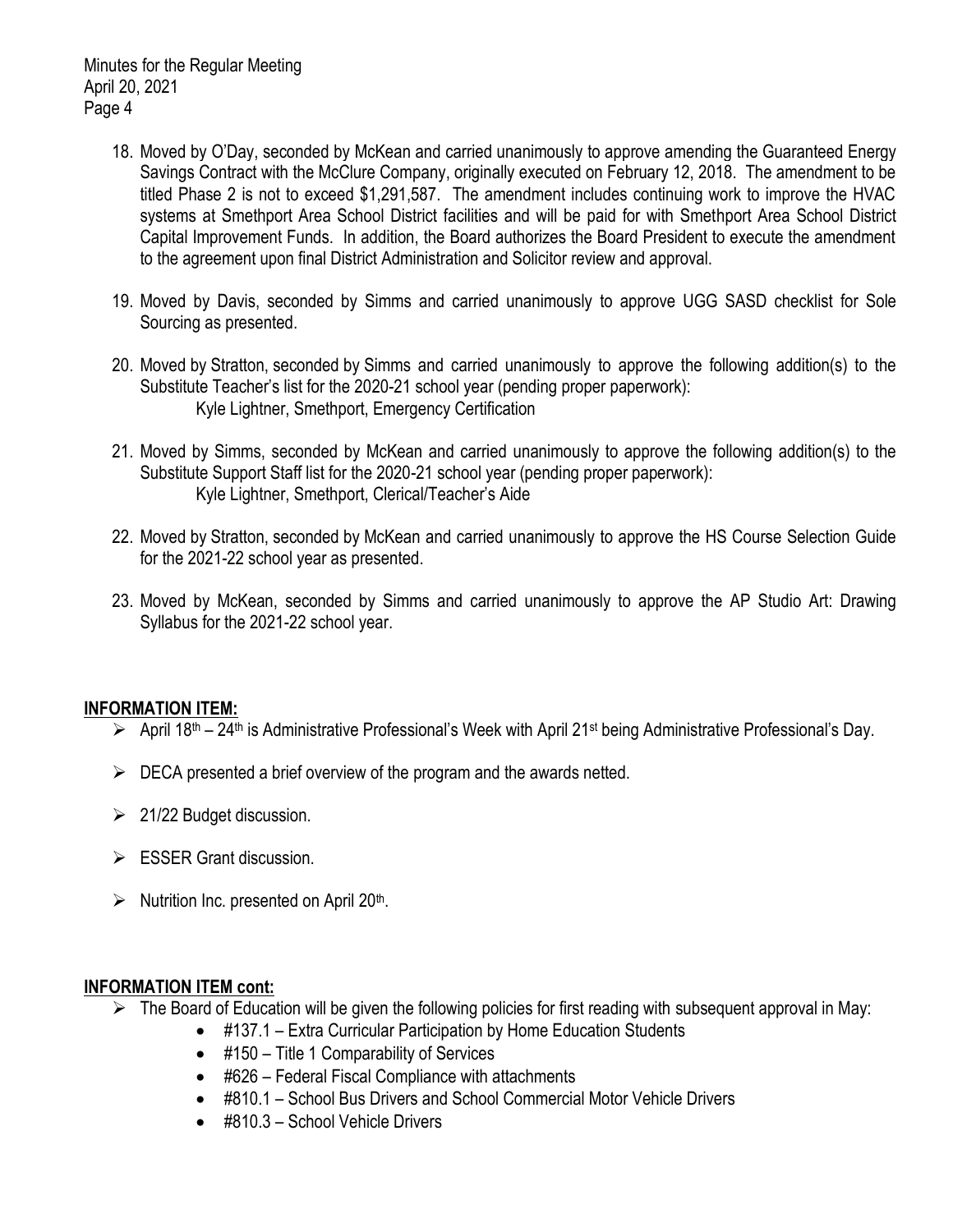18. Moved by O'Day, seconded by McKean and carried unanimously to approve amending the Guaranteed Energy Savings Contract with the McClure Company, originally executed on February 12, 2018. The amendment to be titled Phase 2 is not to exceed $1,291,587. The amendment includes continuing work to improve the HVAC systems at Smethport Area School District facilities and will be paid for with Smethport Area School District Capital Improvement Funds. In addition, the Board authorizes the Board President to execute the amendment to the agreement upon final District Administration and Solicitor review and approval.

19. Moved by Davis, seconded by Simms and carried unanimously to approve UGG SASD checklist for Sole Sourcing as presented.

20. Moved by Stratton, seconded by Simms and carried unanimously to approve the following addition(s) to the Substitute Teacher's list for the 2020-21 school year (pending proper paperwork):
    Kyle Lightner, Smethport, Emergency Certification

21. Moved by Simms, seconded by McKean and carried unanimously to approve the following addition(s) to the Substitute Support Staff list for the 2020-21 school year (pending proper paperwork):
    Kyle Lightner, Smethport, Clerical/Teacher's Aide

22. Moved by Stratton, seconded by McKean and carried unanimously to approve the HS Course Selection Guide for the 2021-22 school year as presented.

23. Moved by McKean, seconded by Simms and carried unanimously to approve the AP Studio Art: Drawing Syllabus for the 2021-22 school year.

## INFORMATION ITEM:

- April 18th – 24th is Administrative Professional's Week with April 21st being Administrative Professional's Day.
- DECA presented a brief overview of the program and the awards netted.
- 21/22 Budget discussion.
- ESSER Grant discussion.
- Nutrition Inc. presented on April 20th.

## INFORMATION ITEM cont:

- The Board of Education will be given the following policies for first reading with subsequent approval in May:
    - #137.1 – Extra Curricular Participation by Home Education Students
    - #150 – Title 1 Comparability of Services
    - #626 – Federal Fiscal Compliance with attachments
    - #810.1 – School Bus Drivers and School Commercial Motor Vehicle Drivers
    - #810.3 – School Vehicle Drivers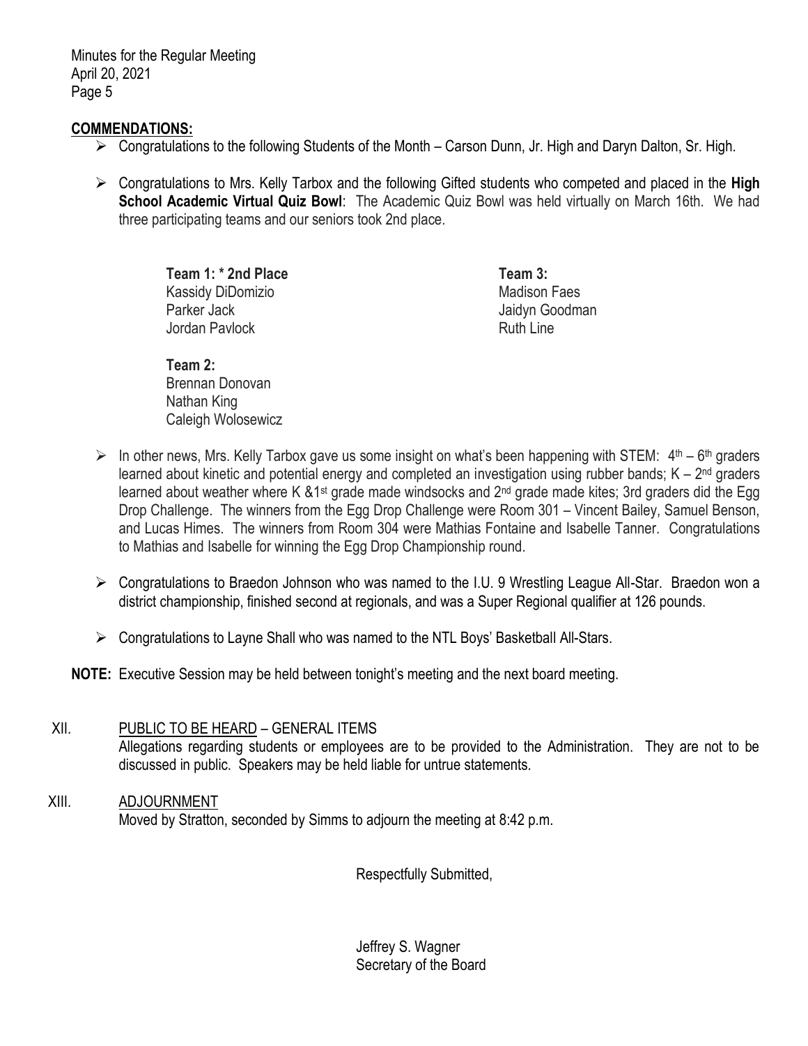**COMMENDATIONS:**

- Congratulations to the following Students of the Month – Carson Dunn, Jr. High and Daryn Dalton, Sr. High.

- Congratulations to Mrs. Kelly Tarbox and the following Gifted students who competed and placed in the **High School Academic Virtual Quiz Bowl**: The Academic Quiz Bowl was held virtually on March 16th. We had three participating teams and our seniors took 2nd place.

  **Team 1: * 2nd Place**
  Kassidy DiDomizio
  Parker Jack
  Jordan Pavlock

  **Team 2:**
  Brennan Donovan
  Nathan King
  Caleigh Wolosewicz

  **Team 3:**
  Madison Faes
  Jaidyn Goodman
  Ruth Line

- In other news, Mrs. Kelly Tarbox gave us some insight on what's been happening with STEM: 4th – 6th graders learned about kinetic and potential energy and completed an investigation using rubber bands; K – 2nd graders learned about weather where K &1st grade made windsocks and 2nd grade made kites; 3rd graders did the Egg Drop Challenge. The winners from the Egg Drop Challenge were Room 301 – Vincent Bailey, Samuel Benson, and Lucas Himes. The winners from Room 304 were Mathias Fontaine and Isabelle Tanner. Congratulations to Mathias and Isabelle for winning the Egg Drop Championship round.

- Congratulations to Braedon Johnson who was named to the I.U. 9 Wrestling League All-Star. Braedon won a district championship, finished second at regionals, and was a Super Regional qualifier at 126 pounds.

- Congratulations to Layne Shall who was named to the NTL Boys' Basketball All-Stars.

**NOTE:** Executive Session may be held between tonight's meeting and the next board meeting.

XII. PUBLIC TO BE HEARD – GENERAL ITEMS

Allegations regarding students or employees are to be provided to the Administration. They are not to be discussed in public. Speakers may be held liable for untrue statements.

XIII. ADJOURNMENT

Moved by Stratton, seconded by Simms to adjourn the meeting at 8:42 p.m.

Respectfully Submitted,

Jeffrey S. Wagner
Secretary of the Board